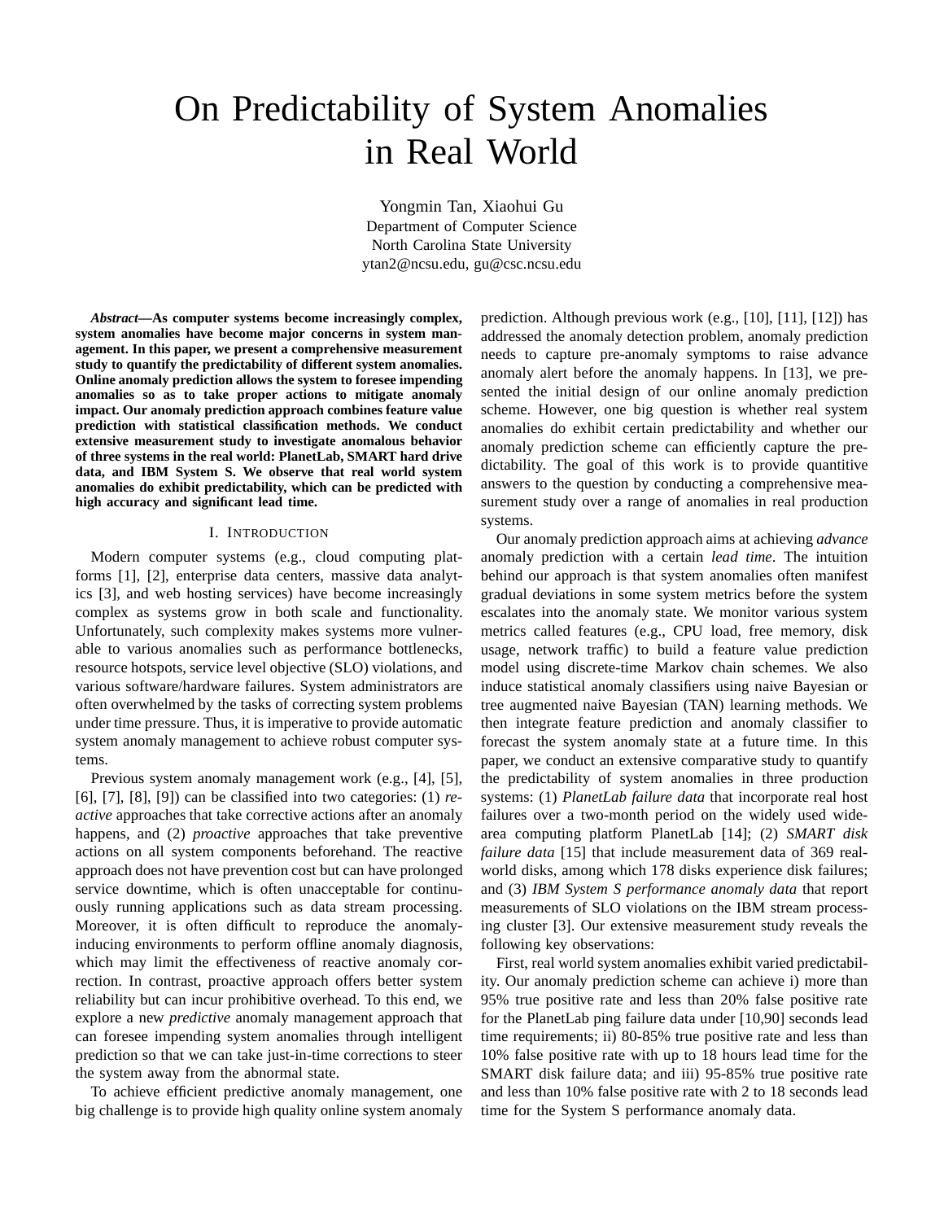// On Predictability of System Anomalies in Real World

Yongmin Tan, Xiaohui Gu
Department of Computer Science
North Carolina State University
ytan2@ncsu.edu, gu@csc.ncsu.edu

***Abstract*—As computer systems become increasingly complex, system anomalies have become major concerns in system management. In this paper, we present a comprehensive measurement study to quantify the predictability of different system anomalies. Online anomaly prediction allows the system to foresee impending anomalies so as to take proper actions to mitigate anomaly impact. Our anomaly prediction approach combines feature value prediction with statistical classification methods. We conduct extensive measurement study to investigate anomalous behavior of three systems in the real world: PlanetLab, SMART hard drive data, and IBM System S. We observe that real world system anomalies do exhibit predictability, which can be predicted with high accuracy and significant lead time.**

## I. Introduction

Modern computer systems (e.g., cloud computing platforms [1], [2], enterprise data centers, massive data analytics [3], and web hosting services) have become increasingly complex as systems grow in both scale and functionality. Unfortunately, such complexity makes systems more vulnerable to various anomalies such as performance bottlenecks, resource hotspots, service level objective (SLO) violations, and various software/hardware failures. System administrators are often overwhelmed by the tasks of correcting system problems under time pressure. Thus, it is imperative to provide automatic system anomaly management to achieve robust computer systems.

Previous system anomaly management work (e.g., [4], [5], [6], [7], [8], [9]) can be classified into two categories: (1) *reactive* approaches that take corrective actions after an anomaly happens, and (2) *proactive* approaches that take preventive actions on all system components beforehand. The reactive approach does not have prevention cost but can have prolonged service downtime, which is often unacceptable for continuously running applications such as data stream processing. Moreover, it is often difficult to reproduce the anomaly-inducing environments to perform offline anomaly diagnosis, which may limit the effectiveness of reactive anomaly correction. In contrast, proactive approach offers better system reliability but can incur prohibitive overhead. To this end, we explore a new *predictive* anomaly management approach that can foresee impending system anomalies through intelligent prediction so that we can take just-in-time corrections to steer the system away from the abnormal state.

To achieve efficient predictive anomaly management, one big challenge is to provide high quality online system anomaly prediction. Although previous work (e.g., [10], [11], [12]) has addressed the anomaly detection problem, anomaly prediction needs to capture pre-anomaly symptoms to raise advance anomaly alert before the anomaly happens. In [13], we presented the initial design of our online anomaly prediction scheme. However, one big question is whether real system anomalies do exhibit certain predictability and whether our anomaly prediction scheme can efficiently capture the predictability. The goal of this work is to provide quantitive answers to the question by conducting a comprehensive measurement study over a range of anomalies in real production systems.

Our anomaly prediction approach aims at achieving *advance* anomaly prediction with a certain *lead time*. The intuition behind our approach is that system anomalies often manifest gradual deviations in some system metrics before the system escalates into the anomaly state. We monitor various system metrics called features (e.g., CPU load, free memory, disk usage, network traffic) to build a feature value prediction model using discrete-time Markov chain schemes. We also induce statistical anomaly classifiers using naive Bayesian or tree augmented naive Bayesian (TAN) learning methods. We then integrate feature prediction and anomaly classifier to forecast the system anomaly state at a future time. In this paper, we conduct an extensive comparative study to quantify the predictability of system anomalies in three production systems: (1) *PlanetLab failure data* that incorporate real host failures over a two-month period on the widely used wide-area computing platform PlanetLab [14]; (2) *SMART disk failure data* [15] that include measurement data of 369 real-world disks, among which 178 disks experience disk failures; and (3) *IBM System S performance anomaly data* that report measurements of SLO violations on the IBM stream processing cluster [3]. Our extensive measurement study reveals the following key observations:

First, real world system anomalies exhibit varied predictability. Our anomaly prediction scheme can achieve i) more than 95% true positive rate and less than 20% false positive rate for the PlanetLab ping failure data under [10,90] seconds lead time requirements; ii) 80-85% true positive rate and less than 10% false positive rate with up to 18 hours lead time for the SMART disk failure data; and iii) 95-85% true positive rate and less than 10% false positive rate with 2 to 18 seconds lead time for the System S performance anomaly data.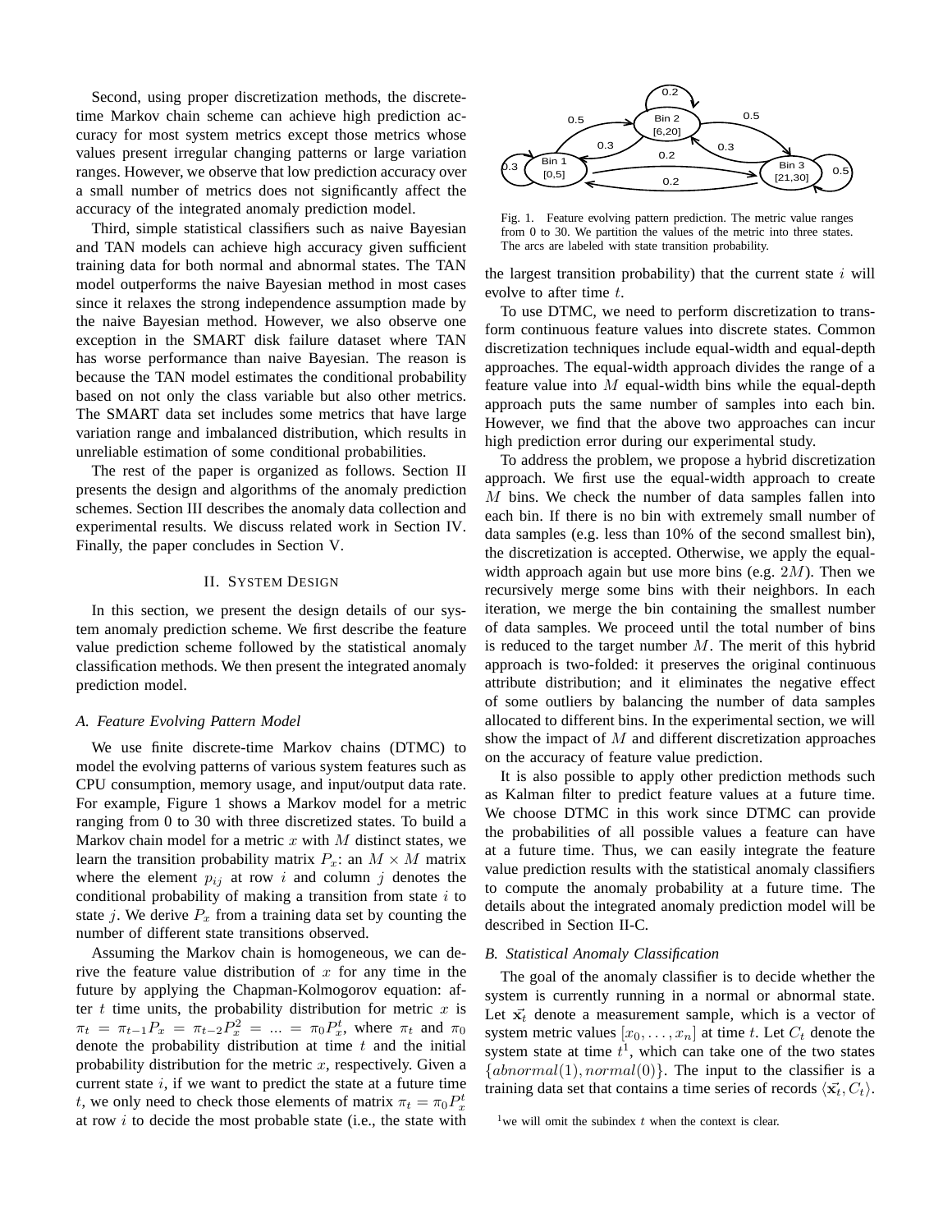Second, using proper discretization methods, the discrete-time Markov chain scheme can achieve high prediction accuracy for most system metrics except those metrics whose values present irregular changing patterns or large variation ranges. However, we observe that low prediction accuracy over a small number of metrics does not significantly affect the accuracy of the integrated anomaly prediction model.

Third, simple statistical classifiers such as naive Bayesian and TAN models can achieve high accuracy given sufficient training data for both normal and abnormal states. The TAN model outperforms the naive Bayesian method in most cases since it relaxes the strong independence assumption made by the naive Bayesian method. However, we also observe one exception in the SMART disk failure dataset where TAN has worse performance than naive Bayesian. The reason is because the TAN model estimates the conditional probability based on not only the class variable but also other metrics. The SMART data set includes some metrics that have large variation range and imbalanced distribution, which results in unreliable estimation of some conditional probabilities.

The rest of the paper is organized as follows. Section II presents the design and algorithms of the anomaly prediction schemes. Section III describes the anomaly data collection and experimental results. We discuss related work in Section IV. Finally, the paper concludes in Section V.

## II. System Design

In this section, we present the design details of our system anomaly prediction scheme. We first describe the feature value prediction scheme followed by the statistical anomaly classification methods. We then present the integrated anomaly prediction model.

### A. Feature Evolving Pattern Model

We use finite discrete-time Markov chains (DTMC) to model the evolving patterns of various system features such as CPU consumption, memory usage, and input/output data rate. For example, Figure 1 shows a Markov model for a metric ranging from 0 to 30 with three discretized states. To build a Markov chain model for a metric $x$ with $M$ distinct states, we learn the transition probability matrix $P_x$: an $M \times M$ matrix where the element $p_{ij}$ at row $i$ and column $j$ denotes the conditional probability of making a transition from state $i$ to state $j$. We derive $P_x$ from a training data set by counting the number of different state transitions observed.

Assuming the Markov chain is homogeneous, we can derive the feature value distribution of $x$ for any time in the future by applying the Chapman-Kolmogorov equation: after $t$ time units, the probability distribution for metric $x$ is $\pi_t = \pi_{t-1} P_x = \pi_{t-2} P_x^2 = ... = \pi_0 P_x^t$, where $\pi_t$ and $\pi_0$ denote the probability distribution at time $t$ and the initial probability distribution for the metric $x$, respectively. Given a current state $i$, if we want to predict the state at a future time $t$, we only need to check those elements of matrix $\pi_t = \pi_0 P_x^t$ at row $i$ to decide the most probable state (i.e., the state with the largest transition probability) that the current state $i$ will evolve to after time $t$.

Fig. 1. Feature evolving pattern prediction. The metric value ranges from 0 to 30. We partition the values of the metric into three states. The arcs are labeled with state transition probability.

To use DTMC, we need to perform discretization to transform continuous feature values into discrete states. Common discretization techniques include equal-width and equal-depth approaches. The equal-width approach divides the range of a feature value into $M$ equal-width bins while the equal-depth approach puts the same number of samples into each bin. However, we find that the above two approaches can incur high prediction error during our experimental study.

To address the problem, we propose a hybrid discretization approach. We first use the equal-width approach to create $M$ bins. We check the number of data samples fallen into each bin. If there is no bin with extremely small number of data samples (e.g. less than 10% of the second smallest bin), the discretization is accepted. Otherwise, we apply the equal-width approach again but use more bins (e.g. $2M$). Then we recursively merge some bins with their neighbors. In each iteration, we merge the bin containing the smallest number of data samples. We proceed until the total number of bins is reduced to the target number $M$. The merit of this hybrid approach is two-folded: it preserves the original continuous attribute distribution; and it eliminates the negative effect of some outliers by balancing the number of data samples allocated to different bins. In the experimental section, we will show the impact of $M$ and different discretization approaches on the accuracy of feature value prediction.

It is also possible to apply other prediction methods such as Kalman filter to predict feature values at a future time. We choose DTMC in this work since DTMC can provide the probabilities of all possible values a feature can have at a future time. Thus, we can easily integrate the feature value prediction results with the statistical anomaly classifiers to compute the anomaly probability at a future time. The details about the integrated anomaly prediction model will be described in Section II-C.

### B. Statistical Anomaly Classification

The goal of the anomaly classifier is to decide whether the system is currently running in a normal or abnormal state. Let $\vec{\mathbf{x}}_t$ denote a measurement sample, which is a vector of system metric values $[x_0, \ldots, x_n]$ at time $t$. Let $C_t$ denote the system state at time $t$[1], which can take one of the two states $\{abnormal(1), normal(0)\}$. The input to the classifier is a training data set that contains a time series of records $\langle \vec{\mathbf{x}}_t, C_t \rangle$.

[1] we will omit the subindex $t$ when the context is clear.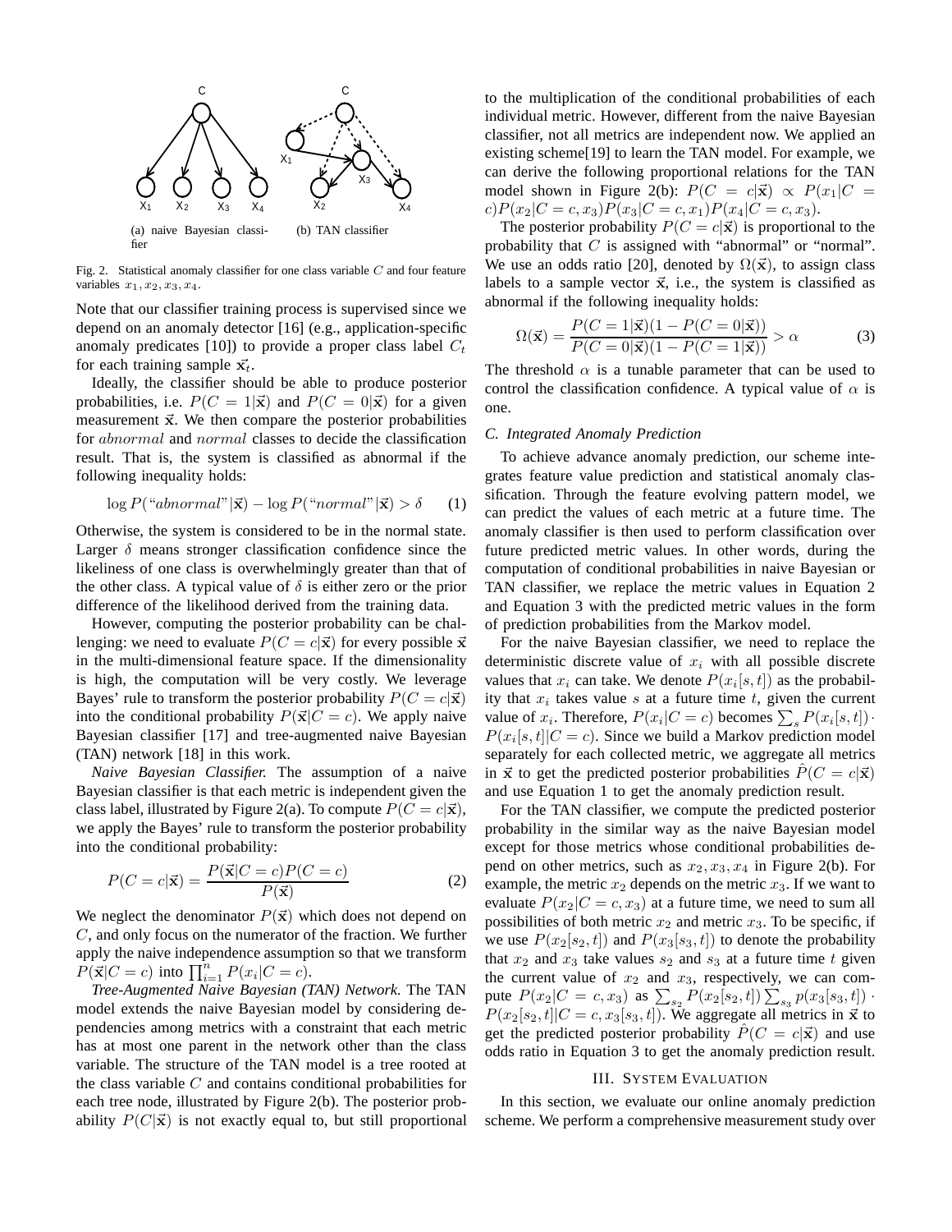(a) naive Bayesian classifier (b) TAN classifier

Fig. 2. Statistical anomaly classifier for one class variable $C$ and four feature variables $x_1, x_2, x_3, x_4$.

Note that our classifier training process is supervised since we depend on an anomaly detector [16] (e.g., application-specific anomaly predicates [10]) to provide a proper class label $C_t$ for each training sample $\vec{x}_t$.

Ideally, the classifier should be able to produce posterior probabilities, i.e. $P(C=1|\vec{x})$ and $P(C=0|\vec{x})$ for a given measurement $\vec{x}$. We then compare the posterior probabilities for *abnormal* and *normal* classes to decide the classification result. That is, the system is classified as abnormal if the following inequality holds:

$$\log P(\text{“}abnormal\text{”}|\vec{x}) - \log P(\text{“}normal\text{”}|\vec{x}) > \delta \quad (1)$$

Otherwise, the system is considered to be in the normal state. Larger $\delta$ means stronger classification confidence since the likeliness of one class is overwhelmingly greater than that of the other class. A typical value of $\delta$ is either zero or the prior difference of the likelihood derived from the training data.

However, computing the posterior probability can be challenging: we need to evaluate $P(C=c|\vec{x})$ for every possible $\vec{x}$ in the multi-dimensional feature space. If the dimensionality is high, the computation will be very costly. We leverage Bayes' rule to transform the posterior probability $P(C=c|\vec{x})$ into the conditional probability $P(\vec{x}|C=c)$. We apply naive Bayesian classifier [17] and tree-augmented naive Bayesian (TAN) network [18] in this work.

*Naive Bayesian Classifier.* The assumption of a naive Bayesian classifier is that each metric is independent given the class label, illustrated by Figure 2(a). To compute $P(C=c|\vec{x})$, we apply the Bayes' rule to transform the posterior probability into the conditional probability:

$$P(C=c|\vec{x}) = \frac{P(\vec{x}|C=c)P(C=c)}{P(\vec{x})} \quad (2)$$

We neglect the denominator $P(\vec{x})$ which does not depend on $C$, and only focus on the numerator of the fraction. We further apply the naive independence assumption so that we transform $P(\vec{x}|C=c)$ into $\prod_{i=1}^{n} P(x_i|C=c)$.

*Tree-Augmented Naive Bayesian (TAN) Network.* The TAN model extends the naive Bayesian model by considering dependencies among metrics with a constraint that each metric has at most one parent in the network other than the class variable. The structure of the TAN model is a tree rooted at the class variable $C$ and contains conditional probabilities for each tree node, illustrated by Figure 2(b). The posterior probability $P(C|\vec{x})$ is not exactly equal to, but still proportional to the multiplication of the conditional probabilities of each individual metric. However, different from the naive Bayesian classifier, not all metrics are independent now. We applied an existing scheme[19] to learn the TAN model. For example, we can derive the following proportional relations for the TAN model shown in Figure 2(b): $P(C=c|\vec{x}) \propto P(x_1|C=c)P(x_2|C=c,x_3)P(x_3|C=c,x_1)P(x_4|C=c,x_3)$.

The posterior probability $P(C=c|\vec{x})$ is proportional to the probability that $C$ is assigned with "abnormal" or "normal". We use an odds ratio [20], denoted by $\Omega(\vec{x})$, to assign class labels to a sample vector $\vec{x}$, i.e., the system is classified as abnormal if the following inequality holds:

$$\Omega(\vec{x}) = \frac{P(C=1|\vec{x})(1-P(C=0|\vec{x}))}{P(C=0|\vec{x})(1-P(C=1|\vec{x}))} > \alpha \quad (3)$$

The threshold $\alpha$ is a tunable parameter that can be used to control the classification confidence. A typical value of $\alpha$ is one.

### C. Integrated Anomaly Prediction

To achieve advance anomaly prediction, our scheme integrates feature value prediction and statistical anomaly classification. Through the feature evolving pattern model, we can predict the values of each metric at a future time. The anomaly classifier is then used to perform classification over future predicted metric values. In other words, during the computation of conditional probabilities in naive Bayesian or TAN classifier, we replace the metric values in Equation 2 and Equation 3 with the predicted metric values in the form of prediction probabilities from the Markov model.

For the naive Bayesian classifier, we need to replace the deterministic discrete value of $x_i$ with all possible discrete values that $x_i$ can take. We denote $P(x_i[s,t])$ as the probability that $x_i$ takes value $s$ at a future time $t$, given the current value of $x_i$. Therefore, $P(x_i|C=c)$ becomes $\sum_s P(x_i[s,t]) \cdot P(x_i[s,t]|C=c)$. Since we build a Markov prediction model separately for each collected metric, we aggregate all metrics in $\vec{x}$ to get the predicted posterior probabilities $\hat{P}(C=c|\vec{x})$ and use Equation 1 to get the anomaly prediction result.

For the TAN classifier, we compute the predicted posterior probability in the similar way as the naive Bayesian model except for those metrics whose conditional probabilities depend on other metrics, such as $x_2, x_3, x_4$ in Figure 2(b). For example, the metric $x_2$ depends on the metric $x_3$. If we want to evaluate $P(x_2|C=c,x_3)$ at a future time, we need to sum all possibilities of both metric $x_2$ and metric $x_3$. To be specific, if we use $P(x_2[s_2,t])$ and $P(x_3[s_3,t])$ to denote the probability that $x_2$ and $x_3$ take values $s_2$ and $s_3$ at a future time $t$ given the current value of $x_2$ and $x_3$, respectively, we can compute $P(x_2|C=c,x_3)$ as $\sum_{s_2} P(x_2[s_2,t]) \sum_{s_3} p(x_3[s_3,t]) \cdot P(x_2[s_2,t]|C=c,x_3[s_3,t])$. We aggregate all metrics in $\vec{x}$ to get the predicted posterior probability $\hat{P}(C=c|\vec{x})$ and use odds ratio in Equation 3 to get the anomaly prediction result.

## III. System Evaluation

In this section, we evaluate our online anomaly prediction scheme. We perform a comprehensive measurement study over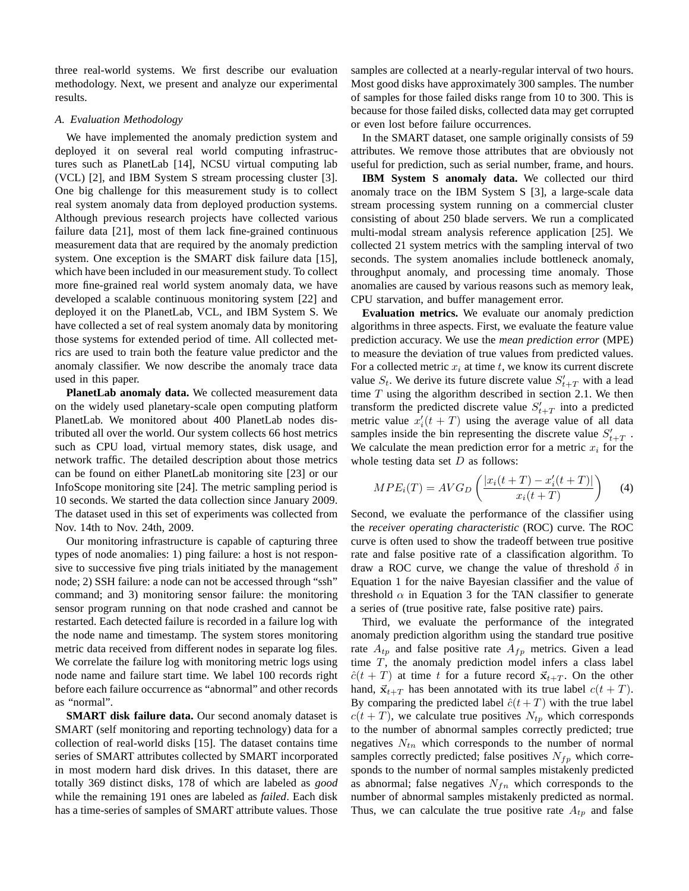three real-world systems. We first describe our evaluation methodology. Next, we present and analyze our experimental results.

### A. Evaluation Methodology

We have implemented the anomaly prediction system and deployed it on several real world computing infrastructures such as PlanetLab [14], NCSU virtual computing lab (VCL) [2], and IBM System S stream processing cluster [3]. One big challenge for this measurement study is to collect real system anomaly data from deployed production systems. Although previous research projects have collected various failure data [21], most of them lack fine-grained continuous measurement data that are required by the anomaly prediction system. One exception is the SMART disk failure data [15], which have been included in our measurement study. To collect more fine-grained real world system anomaly data, we have developed a scalable continuous monitoring system [22] and deployed it on the PlanetLab, VCL, and IBM System S. We have collected a set of real system anomaly data by monitoring those systems for extended period of time. All collected metrics are used to train both the feature value predictor and the anomaly classifier. We now describe the anomaly trace data used in this paper.

**PlanetLab anomaly data.** We collected measurement data on the widely used planetary-scale open computing platform PlanetLab. We monitored about 400 PlanetLab nodes distributed all over the world. Our system collects 66 host metrics such as CPU load, virtual memory states, disk usage, and network traffic. The detailed description about those metrics can be found on either PlanetLab monitoring site [23] or our InfoScope monitoring site [24]. The metric sampling period is 10 seconds. We started the data collection since January 2009. The dataset used in this set of experiments was collected from Nov. 14th to Nov. 24th, 2009.

Our monitoring infrastructure is capable of capturing three types of node anomalies: 1) ping failure: a host is not responsive to successive five ping trials initiated by the management node; 2) SSH failure: a node can not be accessed through "ssh" command; and 3) monitoring sensor failure: the monitoring sensor program running on that node crashed and cannot be restarted. Each detected failure is recorded in a failure log with the node name and timestamp. The system stores monitoring metric data received from different nodes in separate log files. We correlate the failure log with monitoring metric logs using node name and failure start time. We label 100 records right before each failure occurrence as "abnormal" and other records as "normal".

**SMART disk failure data.** Our second anomaly dataset is SMART (self monitoring and reporting technology) data for a collection of real-world disks [15]. The dataset contains time series of SMART attributes collected by SMART incorporated in most modern hard disk drives. In this dataset, there are totally 369 distinct disks, 178 of which are labeled as *good* while the remaining 191 ones are labeled as *failed*. Each disk has a time-series of samples of SMART attribute values. Those samples are collected at a nearly-regular interval of two hours. Most good disks have approximately 300 samples. The number of samples for those failed disks range from 10 to 300. This is because for those failed disks, collected data may get corrupted or even lost before failure occurrences.

In the SMART dataset, one sample originally consists of 59 attributes. We remove those attributes that are obviously not useful for prediction, such as serial number, frame, and hours.

**IBM System S anomaly data.** We collected our third anomaly trace on the IBM System S [3], a large-scale data stream processing system running on a commercial cluster consisting of about 250 blade servers. We run a complicated multi-modal stream analysis reference application [25]. We collected 21 system metrics with the sampling interval of two seconds. The system anomalies include bottleneck anomaly, throughput anomaly, and processing time anomaly. Those anomalies are caused by various reasons such as memory leak, CPU starvation, and buffer management error.

**Evaluation metrics.** We evaluate our anomaly prediction algorithms in three aspects. First, we evaluate the feature value prediction accuracy. We use the *mean prediction error* (MPE) to measure the deviation of true values from predicted values. For a collected metric $x_i$ at time $t$, we know its current discrete value $S_t$. We derive its future discrete value $S'_{t+T}$ with a lead time $T$ using the algorithm described in section 2.1. We then transform the predicted discrete value $S'_{t+T}$ into a predicted metric value $x'_i(t+T)$ using the average value of all data samples inside the bin representing the discrete value $S'_{t+T}$. We calculate the mean prediction error for a metric $x_i$ for the whole testing data set $D$ as follows:

$$MPE_i(T) = AVG_D\left(\frac{|x_i(t+T) - x'_i(t+T)|}{x_i(t+T)}\right) \quad (4)$$

Second, we evaluate the performance of the classifier using the *receiver operating characteristic* (ROC) curve. The ROC curve is often used to show the tradeoff between true positive rate and false positive rate of a classification algorithm. To draw a ROC curve, we change the value of threshold $\delta$ in Equation 1 for the naive Bayesian classifier and the value of threshold $\alpha$ in Equation 3 for the TAN classifier to generate a series of (true positive rate, false positive rate) pairs.

Third, we evaluate the performance of the integrated anomaly prediction algorithm using the standard true positive rate $A_{tp}$ and false positive rate $A_{fp}$ metrics. Given a lead time $T$, the anomaly prediction model infers a class label $\hat{c}(t+T)$ at time $t$ for a future record $\vec{x}_{t+T}$. On the other hand, $\vec{x}_{t+T}$ has been annotated with its true label $c(t+T)$. By comparing the predicted label $\hat{c}(t+T)$ with the true label $c(t+T)$, we calculate true positives $N_{tp}$ which corresponds to the number of abnormal samples correctly predicted; true negatives $N_{tn}$ which corresponds to the number of normal samples correctly predicted; false positives $N_{fp}$ which corresponds to the number of normal samples mistakenly predicted as abnormal; false negatives $N_{fn}$ which corresponds to the number of abnormal samples mistakenly predicted as normal. Thus, we can calculate the true positive rate $A_{tp}$ and false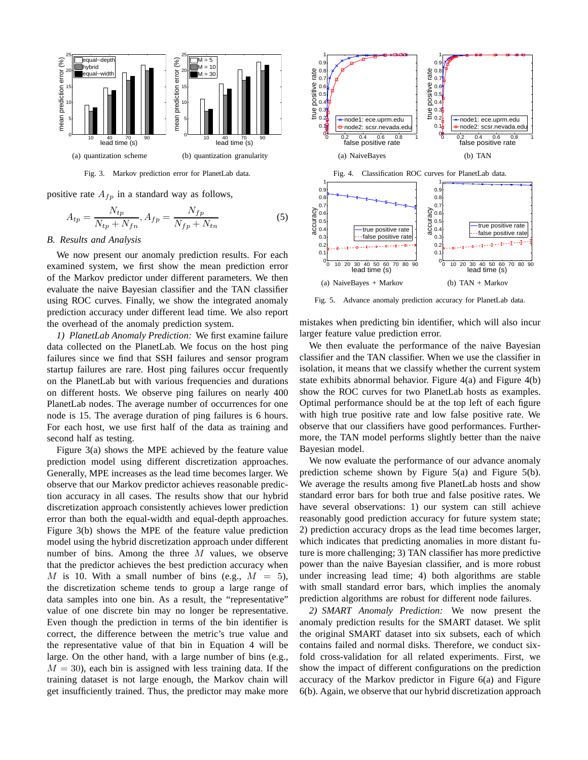Fig. 3. Markov prediction error for PlanetLab data.

(a) quantization scheme

(b) quantization granularity

positive rate $A_{fp}$ in a standard way as follows,

$$A_{tp} = \frac{N_{tp}}{N_{tp} + N_{fn}}, A_{fp} = \frac{N_{fp}}{N_{fp} + N_{tn}} \tag{5}$$

### B. Results and Analysis

We now present our anomaly prediction results. For each examined system, we first show the mean prediction error of the Markov predictor under different parameters. We then evaluate the naive Bayesian classifier and the TAN classifier using ROC curves. Finally, we show the integrated anomaly prediction accuracy under different lead time. We also report the overhead of the anomaly prediction system.

*1) PlanetLab Anomaly Prediction:* We first examine failure data collected on the PlanetLab. We focus on the host ping failures since we find that SSH failures and sensor program startup failures are rare. Host ping failures occur frequently on the PlanetLab but with various frequencies and durations on different hosts. We observe ping failures on nearly 400 PlanetLab nodes. The average number of occurrences for one node is 15. The average duration of ping failures is 6 hours. For each host, we use first half of the data as training and second half as testing.

Figure 3(a) shows the MPE achieved by the feature value prediction model using different discretization approaches. Generally, MPE increases as the lead time becomes larger. We observe that our Markov predictor achieves reasonable prediction accuracy in all cases. The results show that our hybrid discretization approach consistently achieves lower prediction error than both the equal-width and equal-depth approaches. Figure 3(b) shows the MPE of the feature value prediction model using the hybrid discretization approach under different number of bins. Among the three $M$ values, we observe that the predictor achieves the best prediction accuracy when $M$ is 10. With a small number of bins (e.g., $M = 5$), the discretization scheme tends to group a large range of data samples into one bin. As a result, the "representative" value of one discrete bin may no longer be representative. Even though the prediction in terms of the bin identifier is correct, the difference between the metric's true value and the representative value of that bin in Equation 4 will be large. On the other hand, with a large number of bins (e.g., $M = 30$), each bin is assigned with less training data. If the training dataset is not large enough, the Markov chain will get insufficiently trained. Thus, the predictor may make more mistakes when predicting bin identifier, which will also incur larger feature value prediction error.

Fig. 4. Classification ROC curves for PlanetLab data.

(a) NaiveBayes

(b) TAN

Fig. 5. Advance anomaly prediction accuracy for PlanetLab data.

(a) NaiveBayes + Markov

(b) TAN + Markov

We then evaluate the performance of the naive Bayesian classifier and the TAN classifier. When we use the classifier in isolation, it means that we classify whether the current system state exhibits abnormal behavior. Figure 4(a) and Figure 4(b) show the ROC curves for two PlanetLab hosts as examples. Optimal performance should be at the top left of each figure with high true positive rate and low false positive rate. We observe that our classifiers have good performances. Furthermore, the TAN model performs slightly better than the naive Bayesian model.

We now evaluate the performance of our advance anomaly prediction scheme shown by Figure 5(a) and Figure 5(b). We average the results among five PlanetLab hosts and show standard error bars for both true and false positive rates. We have several observations: 1) our system can still achieve reasonably good prediction accuracy for future system state; 2) prediction accuracy drops as the lead time becomes larger, which indicates that predicting anomalies in more distant future is more challenging; 3) TAN classifier has more predictive power than the naive Bayesian classifier, and is more robust under increasing lead time; 4) both algorithms are stable with small standard error bars, which implies the anomaly prediction algorithms are robust for different node failures.

*2) SMART Anomaly Prediction:* We now present the anomaly prediction results for the SMART dataset. We split the original SMART dataset into six subsets, each of which contains failed and normal disks. Therefore, we conduct six-fold cross-validation for all related experiments. First, we show the impact of different configurations on the prediction accuracy of the Markov predictor in Figure 6(a) and Figure 6(b). Again, we observe that our hybrid discretization approach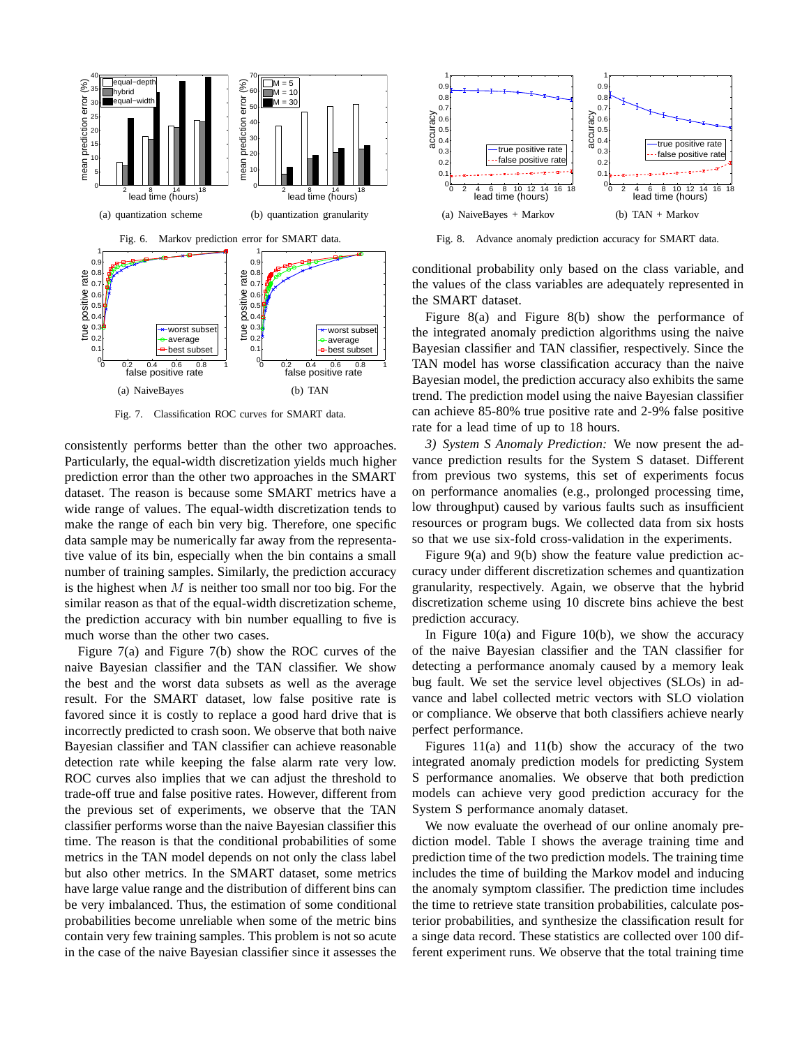(a) quantization scheme

(b) quantization granularity

Fig. 6. Markov prediction error for SMART data.

(a) NaiveBayes

(b) TAN

Fig. 7. Classification ROC curves for SMART data.

(a) NaiveBayes + Markov

(b) TAN + Markov

Fig. 8. Advance anomaly prediction accuracy for SMART data.

consistently performs better than the other two approaches. Particularly, the equal-width discretization yields much higher prediction error than the other two approaches in the SMART dataset. The reason is because some SMART metrics have a wide range of values. The equal-width discretization tends to make the range of each bin very big. Therefore, one specific data sample may be numerically far away from the representative value of its bin, especially when the bin contains a small number of training samples. Similarly, the prediction accuracy is the highest when $M$ is neither too small nor too big. For the similar reason as that of the equal-width discretization scheme, the prediction accuracy with bin number equalling to five is much worse than the other two cases.

Figure 7(a) and Figure 7(b) show the ROC curves of the naive Bayesian classifier and the TAN classifier. We show the best and the worst data subsets as well as the average result. For the SMART dataset, low false positive rate is favored since it is costly to replace a good hard drive that is incorrectly predicted to crash soon. We observe that both naive Bayesian classifier and TAN classifier can achieve reasonable detection rate while keeping the false alarm rate very low. ROC curves also implies that we can adjust the threshold to trade-off true and false positive rates. However, different from the previous set of experiments, we observe that the TAN classifier performs worse than the naive Bayesian classifier this time. The reason is that the conditional probabilities of some metrics in the TAN model depends on not only the class label but also other metrics. In the SMART dataset, some metrics have large value range and the distribution of different bins can be very imbalanced. Thus, the estimation of some conditional probabilities become unreliable when some of the metric bins contain very few training samples. This problem is not so acute in the case of the naive Bayesian classifier since it assesses the conditional probability only based on the class variable, and the values of the class variables are adequately represented in the SMART dataset.

Figure 8(a) and Figure 8(b) show the performance of the integrated anomaly prediction algorithms using the naive Bayesian classifier and TAN classifier, respectively. Since the TAN model has worse classification accuracy than the naive Bayesian model, the prediction accuracy also exhibits the same trend. The prediction model using the naive Bayesian classifier can achieve 85-80% true positive rate and 2-9% false positive rate for a lead time of up to 18 hours.

*3) System S Anomaly Prediction:* We now present the advance prediction results for the System S dataset. Different from previous two systems, this set of experiments focus on performance anomalies (e.g., prolonged processing time, low throughput) caused by various faults such as insufficient resources or program bugs. We collected data from six hosts so that we use six-fold cross-validation in the experiments.

Figure 9(a) and 9(b) show the feature value prediction accuracy under different discretization schemes and quantization granularity, respectively. Again, we observe that the hybrid discretization scheme using 10 discrete bins achieve the best prediction accuracy.

In Figure 10(a) and Figure 10(b), we show the accuracy of the naive Bayesian classifier and the TAN classifier for detecting a performance anomaly caused by a memory leak bug fault. We set the service level objectives (SLOs) in advance and label collected metric vectors with SLO violation or compliance. We observe that both classifiers achieve nearly perfect performance.

Figures 11(a) and 11(b) show the accuracy of the two integrated anomaly prediction models for predicting System S performance anomalies. We observe that both prediction models can achieve very good prediction accuracy for the System S performance anomaly dataset.

We now evaluate the overhead of our online anomaly prediction model. Table I shows the average training time and prediction time of the two prediction models. The training time includes the time of building the Markov model and inducing the anomaly symptom classifier. The prediction time includes the time to retrieve state transition probabilities, calculate posterior probabilities, and synthesize the classification result for a singe data record. These statistics are collected over 100 different experiment runs. We observe that the total training time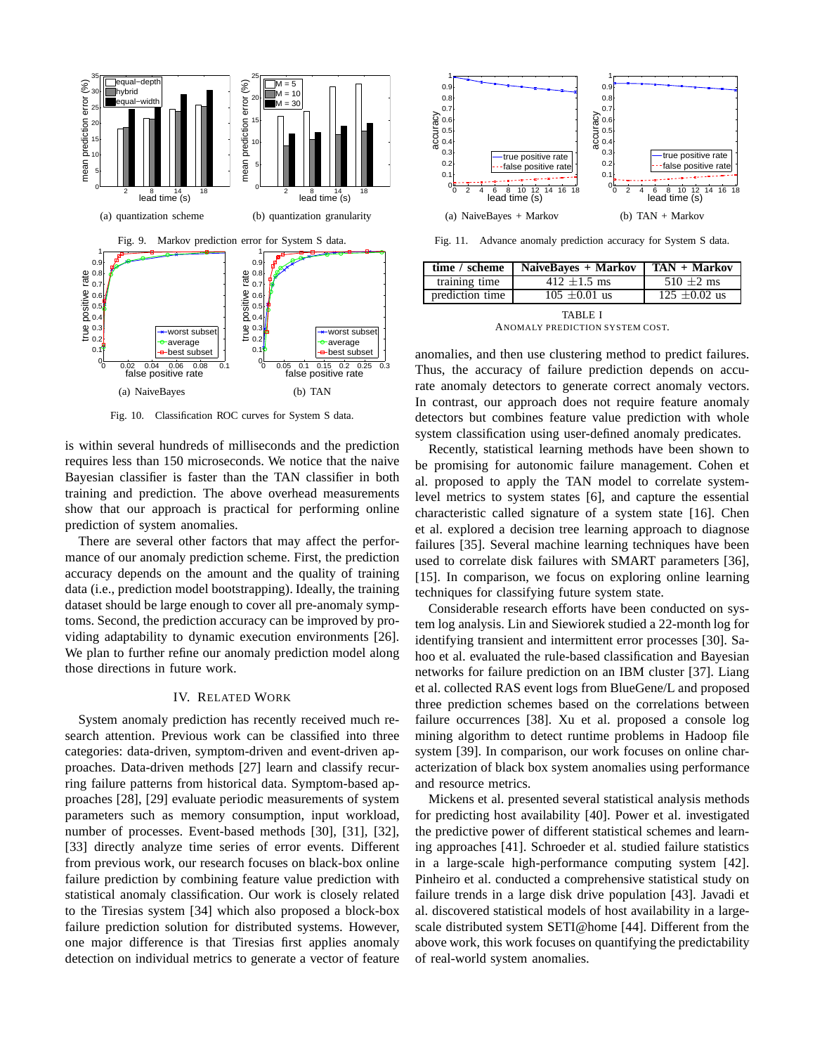(a) quantization scheme

(b) quantization granularity

Fig. 9. Markov prediction error for System S data.

(a) NaiveBayes

(b) TAN

Fig. 10. Classification ROC curves for System S data.

(a) NaiveBayes + Markov

(b) TAN + Markov

Fig. 11. Advance anomaly prediction accuracy for System S data.

| time / scheme | NaiveBayes + Markov | TAN + Markov |
|---|---|---|
| training time | 412 $\pm$1.5 ms | 510 $\pm$2 ms |
| prediction time | 105 $\pm$0.01 us | 125 $\pm$0.02 us |

TABLE I
ANOMALY PREDICTION SYSTEM COST.

is within several hundreds of milliseconds and the prediction requires less than 150 microseconds. We notice that the naive Bayesian classifier is faster than the TAN classifier in both training and prediction. The above overhead measurements show that our approach is practical for performing online prediction of system anomalies.

There are several other factors that may affect the performance of our anomaly prediction scheme. First, the prediction accuracy depends on the amount and the quality of training data (i.e., prediction model bootstrapping). Ideally, the training dataset should be large enough to cover all pre-anomaly symptoms. Second, the prediction accuracy can be improved by providing adaptability to dynamic execution environments [26]. We plan to further refine our anomaly prediction model along those directions in future work.

## IV. Related Work

System anomaly prediction has recently received much research attention. Previous work can be classified into three categories: data-driven, symptom-driven and event-driven approaches. Data-driven methods [27] learn and classify recurring failure patterns from historical data. Symptom-based approaches [28], [29] evaluate periodic measurements of system parameters such as memory consumption, input workload, number of processes. Event-based methods [30], [31], [32], [33] directly analyze time series of error events. Different from previous work, our research focuses on black-box online failure prediction by combining feature value prediction with statistical anomaly classification. Our work is closely related to the Tiresias system [34] which also proposed a block-box failure prediction solution for distributed systems. However, one major difference is that Tiresias first applies anomaly detection on individual metrics to generate a vector of feature anomalies, and then use clustering method to predict failures. Thus, the accuracy of failure prediction depends on accurate anomaly detectors to generate correct anomaly vectors. In contrast, our approach does not require feature anomaly detectors but combines feature value prediction with whole system classification using user-defined anomaly predicates.

Recently, statistical learning methods have been shown to be promising for autonomic failure management. Cohen et al. proposed to apply the TAN model to correlate system-level metrics to system states [6], and capture the essential characteristic called signature of a system state [16]. Chen et al. explored a decision tree learning approach to diagnose failures [35]. Several machine learning techniques have been used to correlate disk failures with SMART parameters [36], [15]. In comparison, we focus on exploring online learning techniques for classifying future system state.

Considerable research efforts have been conducted on system log analysis. Lin and Siewiorek studied a 22-month log for identifying transient and intermittent error processes [30]. Sahoo et al. evaluated the rule-based classification and Bayesian networks for failure prediction on an IBM cluster [37]. Liang et al. collected RAS event logs from BlueGene/L and proposed three prediction schemes based on the correlations between failure occurrences [38]. Xu et al. proposed a console log mining algorithm to detect runtime problems in Hadoop file system [39]. In comparison, our work focuses on online characterization of black box system anomalies using performance and resource metrics.

Mickens et al. presented several statistical analysis methods for predicting host availability [40]. Power et al. investigated the predictive power of different statistical schemes and learning approaches [41]. Schroeder et al. studied failure statistics in a large-scale high-performance computing system [42]. Pinheiro et al. conducted a comprehensive statistical study on failure trends in a large disk drive population [43]. Javadi et al. discovered statistical models of host availability in a large-scale distributed system SETI@home [44]. Different from the above work, this work focuses on quantifying the predictability of real-world system anomalies.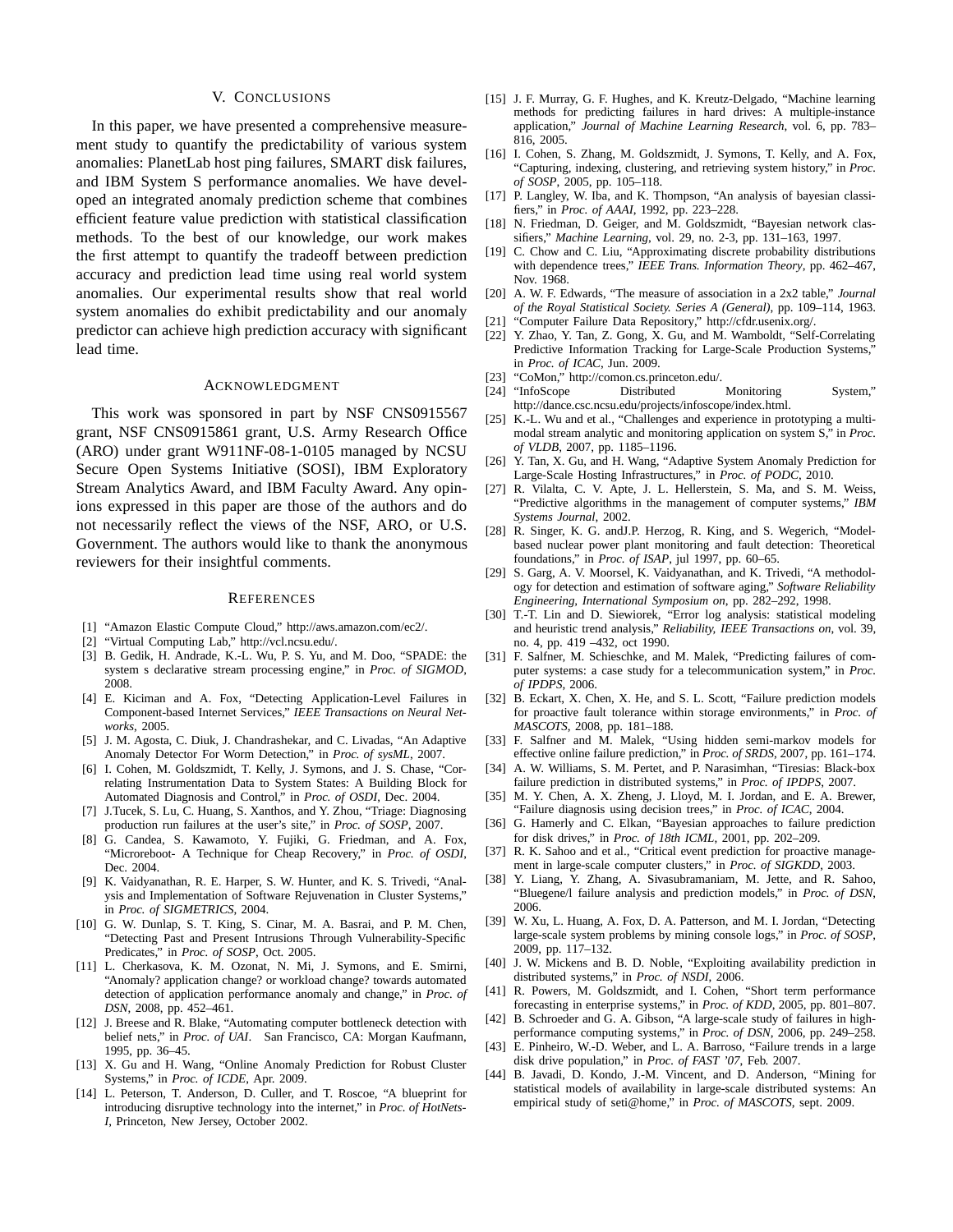## V. Conclusions

In this paper, we have presented a comprehensive measurement study to quantify the predictability of various system anomalies: PlanetLab host ping failures, SMART disk failures, and IBM System S performance anomalies. We have developed an integrated anomaly prediction scheme that combines efficient feature value prediction with statistical classification methods. To the best of our knowledge, our work makes the first attempt to quantify the tradeoff between prediction accuracy and prediction lead time using real world system anomalies. Our experimental results show that real world system anomalies do exhibit predictability and our anomaly predictor can achieve high prediction accuracy with significant lead time.

## Acknowledgment

This work was sponsored in part by NSF CNS0915567 grant, NSF CNS0915861 grant, U.S. Army Research Office (ARO) under grant W911NF-08-1-0105 managed by NCSU Secure Open Systems Initiative (SOSI), IBM Exploratory Stream Analytics Award, and IBM Faculty Award. Any opinions expressed in this paper are those of the authors and do not necessarily reflect the views of the NSF, ARO, or U.S. Government. The authors would like to thank the anonymous reviewers for their insightful comments.

## References

[1] "Amazon Elastic Compute Cloud," http://aws.amazon.com/ec2/.

[2] "Virtual Computing Lab," http://vcl.ncsu.edu/.

[3] B. Gedik, H. Andrade, K.-L. Wu, P. S. Yu, and M. Doo, "SPADE: the system s declarative stream processing engine," in *Proc. of SIGMOD*, 2008.

[4] E. Kiciman and A. Fox, "Detecting Application-Level Failures in Component-based Internet Services," *IEEE Transactions on Neural Networks*, 2005.

[5] J. M. Agosta, C. Diuk, J. Chandrashekar, and C. Livadas, "An Adaptive Anomaly Detector For Worm Detection," in *Proc. of sysML*, 2007.

[6] I. Cohen, M. Goldszmidt, T. Kelly, J. Symons, and J. S. Chase, "Correlating Instrumentation Data to System States: A Building Block for Automated Diagnosis and Control," in *Proc. of OSDI*, Dec. 2004.

[7] J.Tucek, S. Lu, C. Huang, S. Xanthos, and Y. Zhou, "Triage: Diagnosing production run failures at the user's site," in *Proc. of SOSP*, 2007.

[8] G. Candea, S. Kawamoto, Y. Fujiki, G. Friedman, and A. Fox, "Microreboot- A Technique for Cheap Recovery," in *Proc. of OSDI*, Dec. 2004.

[9] K. Vaidyanathan, R. E. Harper, S. W. Hunter, and K. S. Trivedi, "Analysis and Implementation of Software Rejuvenation in Cluster Systems," in *Proc. of SIGMETRICS*, 2004.

[10] G. W. Dunlap, S. T. King, S. Cinar, M. A. Basrai, and P. M. Chen, "Detecting Past and Present Intrusions Through Vulnerability-Specific Predicates," in *Proc. of SOSP*, Oct. 2005.

[11] L. Cherkasova, K. M. Ozonat, N. Mi, J. Symons, and E. Smirni, "Anomaly? application change? or workload change? towards automated detection of application performance anomaly and change," in *Proc. of DSN*, 2008, pp. 452–461.

[12] J. Breese and R. Blake, "Automating computer bottleneck detection with belief nets," in *Proc. of UAI*. San Francisco, CA: Morgan Kaufmann, 1995, pp. 36–45.

[13] X. Gu and H. Wang, "Online Anomaly Prediction for Robust Cluster Systems," in *Proc. of ICDE*, Apr. 2009.

[14] L. Peterson, T. Anderson, D. Culler, and T. Roscoe, "A blueprint for introducing disruptive technology into the internet," in *Proc. of HotNets-I*, Princeton, New Jersey, October 2002.

[15] J. F. Murray, G. F. Hughes, and K. Kreutz-Delgado, "Machine learning methods for predicting failures in hard drives: A multiple-instance application," *Journal of Machine Learning Research*, vol. 6, pp. 783–816, 2005.

[16] I. Cohen, S. Zhang, M. Goldszmidt, J. Symons, T. Kelly, and A. Fox, "Capturing, indexing, clustering, and retrieving system history," in *Proc. of SOSP*, 2005, pp. 105–118.

[17] P. Langley, W. Iba, and K. Thompson, "An analysis of bayesian classifiers," in *Proc. of AAAI*, 1992, pp. 223–228.

[18] N. Friedman, D. Geiger, and M. Goldszmidt, "Bayesian network classifiers," *Machine Learning*, vol. 29, no. 2-3, pp. 131–163, 1997.

[19] C. Chow and C. Liu, "Approximating discrete probability distributions with dependence trees," *IEEE Trans. Information Theory*, pp. 462–467, Nov. 1968.

[20] A. W. F. Edwards, "The measure of association in a 2x2 table," *Journal of the Royal Statistical Society. Series A (General)*, pp. 109–114, 1963.

[21] "Computer Failure Data Repository," http://cfdr.usenix.org/.

[22] Y. Zhao, Y. Tan, Z. Gong, X. Gu, and M. Wamboldt, "Self-Correlating Predictive Information Tracking for Large-Scale Production Systems," in *Proc. of ICAC*, Jun. 2009.

[23] "CoMon," http://comon.cs.princeton.edu/.

[24] "InfoScope Distributed Monitoring System," http://dance.csc.ncsu.edu/projects/infoscope/index.html.

[25] K.-L. Wu and et al., "Challenges and experience in prototyping a multi-modal stream analytic and monitoring application on system S," in *Proc. of VLDB*, 2007, pp. 1185–1196.

[26] Y. Tan, X. Gu, and H. Wang, "Adaptive System Anomaly Prediction for Large-Scale Hosting Infrastructures," in *Proc. of PODC*, 2010.

[27] R. Vilalta, C. V. Apte, J. L. Hellerstein, S. Ma, and S. M. Weiss, "Predictive algorithms in the management of computer systems," *IBM Systems Journal*, 2002.

[28] R. Singer, K. G. andJ.P. Herzog, R. King, and S. Wegerich, "Model-based nuclear power plant monitoring and fault detection: Theoretical foundations," in *Proc. of ISAP*, jul 1997, pp. 60–65.

[29] S. Garg, A. V. Moorsel, K. Vaidyanathan, and K. Trivedi, "A methodology for detection and estimation of software aging," *Software Reliability Engineering, International Symposium on*, pp. 282–292, 1998.

[30] T.-T. Lin and D. Siewiorek, "Error log analysis: statistical modeling and heuristic trend analysis," *Reliability, IEEE Transactions on*, vol. 39, no. 4, pp. 419 –432, oct 1990.

[31] F. Salfner, M. Schieschke, and M. Malek, "Predicting failures of computer systems: a case study for a telecommunication system," in *Proc. of IPDPS*, 2006.

[32] B. Eckart, X. Chen, X. He, and S. L. Scott, "Failure prediction models for proactive fault tolerance within storage environments," in *Proc. of MASCOTS*, 2008, pp. 181–188.

[33] F. Salfner and M. Malek, "Using hidden semi-markov models for effective online failure prediction," in *Proc. of SRDS*, 2007, pp. 161–174.

[34] A. W. Williams, S. M. Pertet, and P. Narasimhan, "Tiresias: Black-box failure prediction in distributed systems," in *Proc. of IPDPS*, 2007.

[35] M. Y. Chen, A. X. Zheng, J. Lloyd, M. I. Jordan, and E. A. Brewer, "Failure diagnosis using decision trees," in *Proc. of ICAC*, 2004.

[36] G. Hamerly and C. Elkan, "Bayesian approaches to failure prediction for disk drives," in *Proc. of 18th ICML*, 2001, pp. 202–209.

[37] R. K. Sahoo and et al., "Critical event prediction for proactive management in large-scale computer clusters," in *Proc. of SIGKDD*, 2003.

[38] Y. Liang, Y. Zhang, A. Sivasubramaniam, M. Jette, and R. Sahoo, "Bluegene/l failure analysis and prediction models," in *Proc. of DSN*, 2006.

[39] W. Xu, L. Huang, A. Fox, D. A. Patterson, and M. I. Jordan, "Detecting large-scale system problems by mining console logs," in *Proc. of SOSP*, 2009, pp. 117–132.

[40] J. W. Mickens and B. D. Noble, "Exploiting availability prediction in distributed systems," in *Proc. of NSDI*, 2006.

[41] R. Powers, M. Goldszmidt, and I. Cohen, "Short term performance forecasting in enterprise systems," in *Proc. of KDD*, 2005, pp. 801–807.

[42] B. Schroeder and G. A. Gibson, "A large-scale study of failures in high-performance computing systems," in *Proc. of DSN*, 2006, pp. 249–258.

[43] E. Pinheiro, W.-D. Weber, and L. A. Barroso, "Failure trends in a large disk drive population," in *Proc. of FAST '07*, Feb. 2007.

[44] B. Javadi, D. Kondo, J.-M. Vincent, and D. Anderson, "Mining for statistical models of availability in large-scale distributed systems: An empirical study of seti@home," in *Proc. of MASCOTS*, sept. 2009.